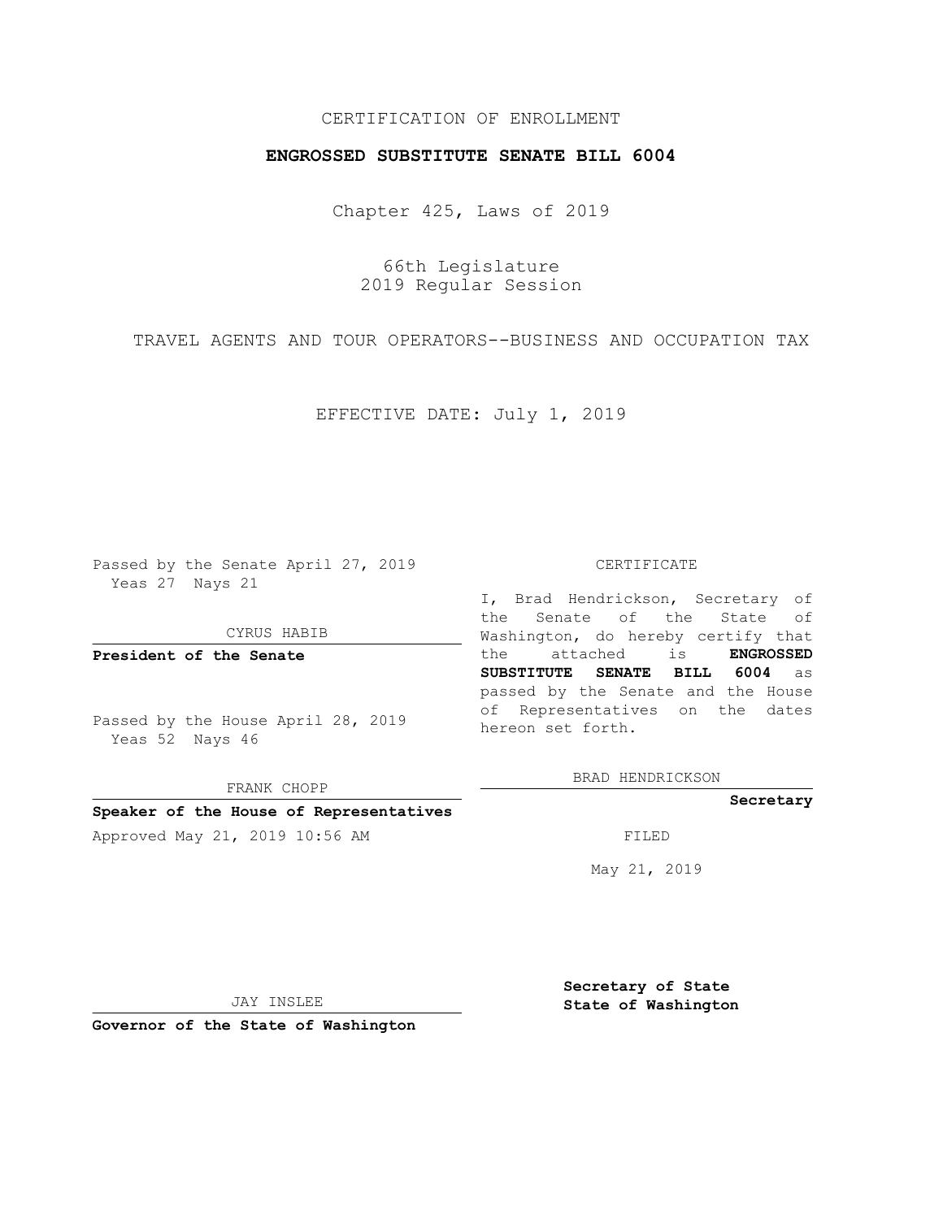CERTIFICATION OF ENROLLMENT

**ENGROSSED SUBSTITUTE SENATE BILL 6004**

Chapter 425, Laws of 2019

66th Legislature
2019 Regular Session

TRAVEL AGENTS AND TOUR OPERATORS--BUSINESS AND OCCUPATION TAX

EFFECTIVE DATE: July 1, 2019

Passed by the Senate April 27, 2019
Yeas 27 Nays 21

CYRUS HABIB

**President of the Senate**

Passed by the House April 28, 2019
Yeas 52 Nays 46

FRANK CHOPP

**Speaker of the House of Representatives**

Approved May 21, 2019 10:56 AM

JAY INSLEE

**Governor of the State of Washington**

CERTIFICATE

I, Brad Hendrickson, Secretary of the Senate of the State of Washington, do hereby certify that the attached is **ENGROSSED SUBSTITUTE SENATE BILL 6004** as passed by the Senate and the House of Representatives on the dates hereon set forth.

BRAD HENDRICKSON

**Secretary**

FILED

May 21, 2019

**Secretary of State**
**State of Washington**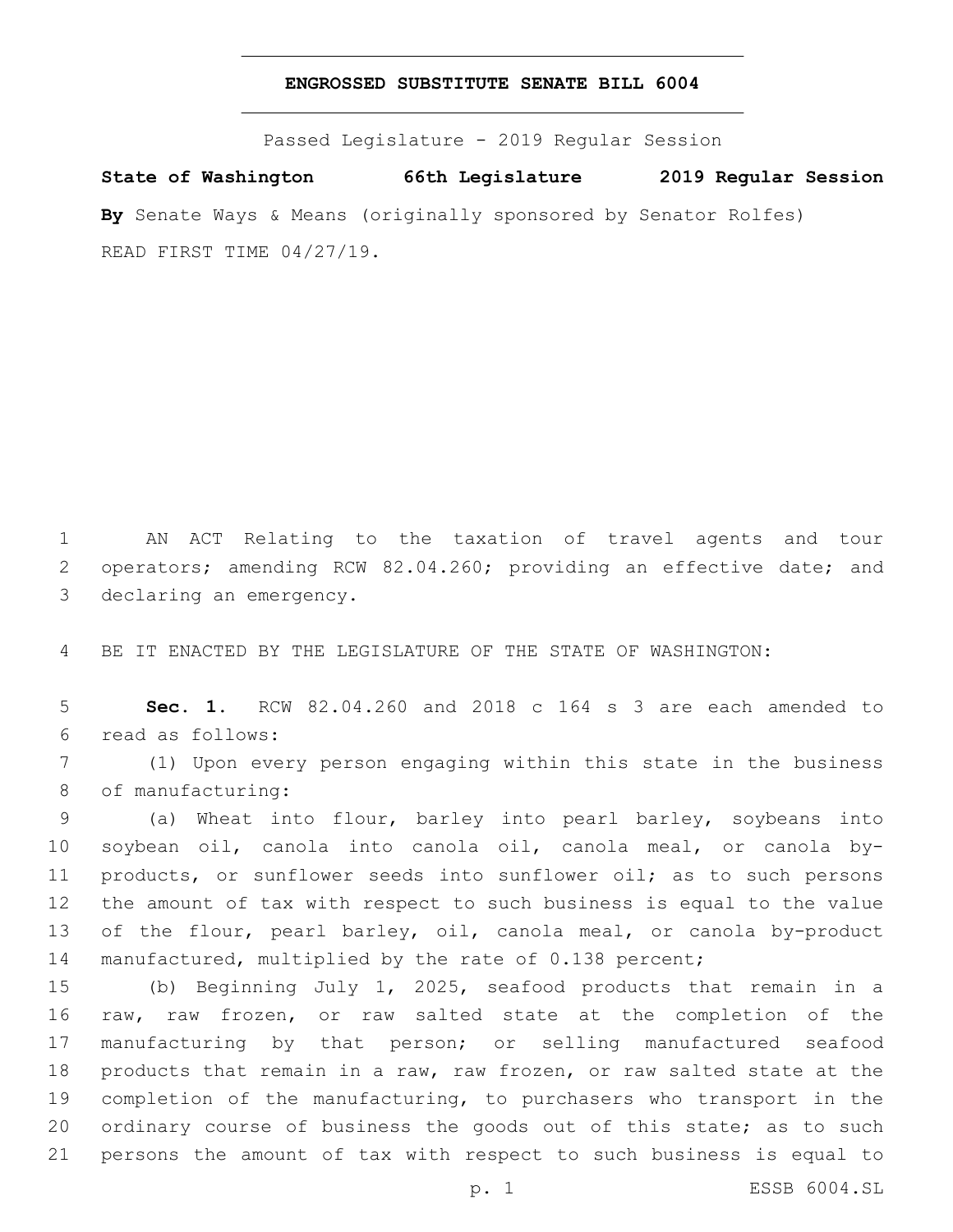# ENGROSSED SUBSTITUTE SENATE BILL 6004

Passed Legislature - 2019 Regular Session

**State of Washington 66th Legislature 2019 Regular Session**

**By** Senate Ways & Means (originally sponsored by Senator Rolfes)

READ FIRST TIME 04/27/19.

AN ACT Relating to the taxation of travel agents and tour operators; amending RCW 82.04.260; providing an effective date; and declaring an emergency.

BE IT ENACTED BY THE LEGISLATURE OF THE STATE OF WASHINGTON:

**Sec. 1.** RCW 82.04.260 and 2018 c 164 s 3 are each amended to read as follows:

(1) Upon every person engaging within this state in the business of manufacturing:

(a) Wheat into flour, barley into pearl barley, soybeans into soybean oil, canola into canola oil, canola meal, or canola by-products, or sunflower seeds into sunflower oil; as to such persons the amount of tax with respect to such business is equal to the value of the flour, pearl barley, oil, canola meal, or canola by-product manufactured, multiplied by the rate of 0.138 percent;

(b) Beginning July 1, 2025, seafood products that remain in a raw, raw frozen, or raw salted state at the completion of the manufacturing by that person; or selling manufactured seafood products that remain in a raw, raw frozen, or raw salted state at the completion of the manufacturing, to purchasers who transport in the ordinary course of business the goods out of this state; as to such persons the amount of tax with respect to such business is equal to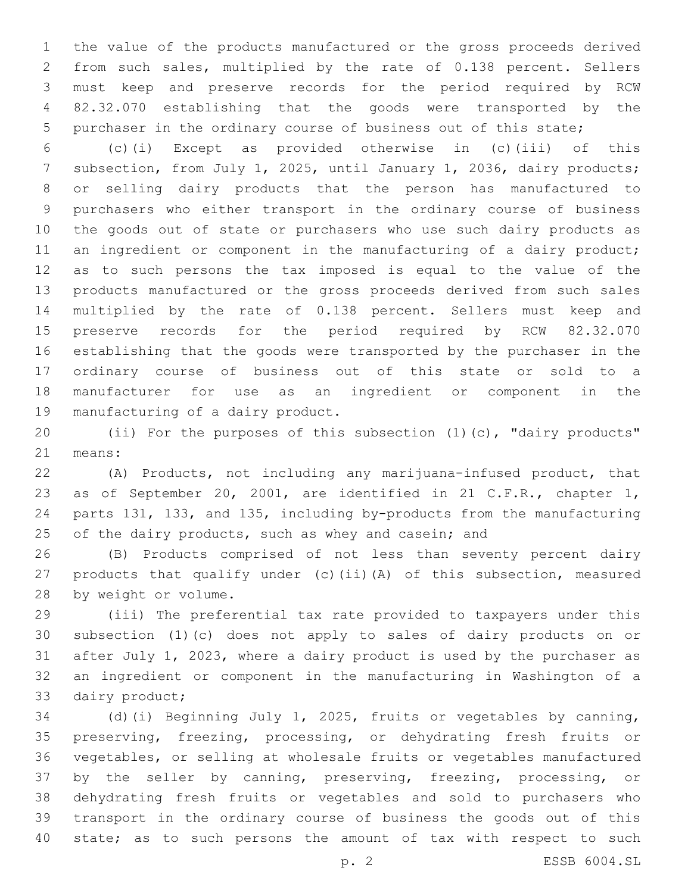the value of the products manufactured or the gross proceeds derived from such sales, multiplied by the rate of 0.138 percent. Sellers must keep and preserve records for the period required by RCW 82.32.070 establishing that the goods were transported by the purchaser in the ordinary course of business out of this state;

(c)(i) Except as provided otherwise in (c)(iii) of this subsection, from July 1, 2025, until January 1, 2036, dairy products; or selling dairy products that the person has manufactured to purchasers who either transport in the ordinary course of business the goods out of state or purchasers who use such dairy products as an ingredient or component in the manufacturing of a dairy product; as to such persons the tax imposed is equal to the value of the products manufactured or the gross proceeds derived from such sales multiplied by the rate of 0.138 percent. Sellers must keep and preserve records for the period required by RCW 82.32.070 establishing that the goods were transported by the purchaser in the ordinary course of business out of this state or sold to a manufacturer for use as an ingredient or component in the manufacturing of a dairy product.

(ii) For the purposes of this subsection (1)(c), "dairy products" means:

(A) Products, not including any marijuana-infused product, that as of September 20, 2001, are identified in 21 C.F.R., chapter 1, parts 131, 133, and 135, including by-products from the manufacturing of the dairy products, such as whey and casein; and

(B) Products comprised of not less than seventy percent dairy products that qualify under (c)(ii)(A) of this subsection, measured by weight or volume.

(iii) The preferential tax rate provided to taxpayers under this subsection (1)(c) does not apply to sales of dairy products on or after July 1, 2023, where a dairy product is used by the purchaser as an ingredient or component in the manufacturing in Washington of a dairy product;

(d)(i) Beginning July 1, 2025, fruits or vegetables by canning, preserving, freezing, processing, or dehydrating fresh fruits or vegetables, or selling at wholesale fruits or vegetables manufactured by the seller by canning, preserving, freezing, processing, or dehydrating fresh fruits or vegetables and sold to purchasers who transport in the ordinary course of business the goods out of this state; as to such persons the amount of tax with respect to such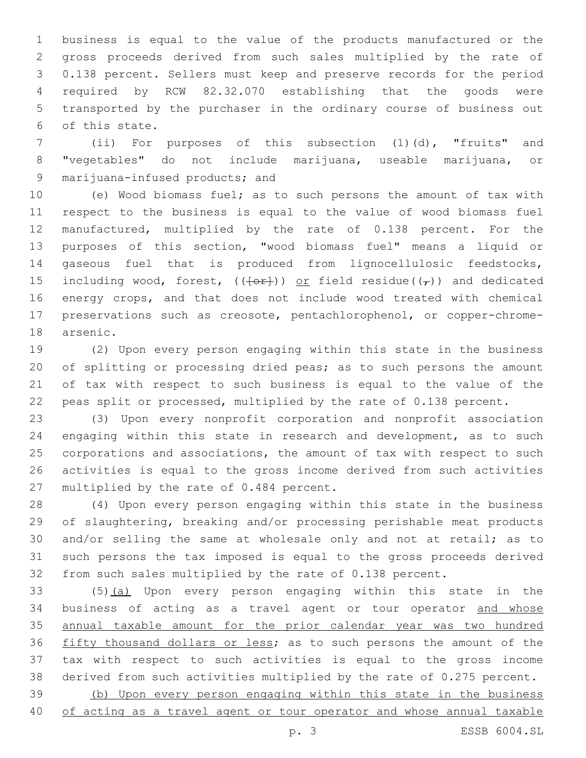business is equal to the value of the products manufactured or the gross proceeds derived from such sales multiplied by the rate of 0.138 percent. Sellers must keep and preserve records for the period required by RCW 82.32.070 establishing that the goods were transported by the purchaser in the ordinary course of business out of this state.

(ii) For purposes of this subsection (1)(d), "fruits" and "vegetables" do not include marijuana, useable marijuana, or marijuana-infused products; and

(e) Wood biomass fuel; as to such persons the amount of tax with respect to the business is equal to the value of wood biomass fuel manufactured, multiplied by the rate of 0.138 percent. For the purposes of this section, "wood biomass fuel" means a liquid or gaseous fuel that is produced from lignocellulosic feedstocks, including wood, forest, (([or])) or field residue((,)) and dedicated energy crops, and that does not include wood treated with chemical preservations such as creosote, pentachlorophenol, or copper-chrome-arsenic.

(2) Upon every person engaging within this state in the business of splitting or processing dried peas; as to such persons the amount of tax with respect to such business is equal to the value of the peas split or processed, multiplied by the rate of 0.138 percent.

(3) Upon every nonprofit corporation and nonprofit association engaging within this state in research and development, as to such corporations and associations, the amount of tax with respect to such activities is equal to the gross income derived from such activities multiplied by the rate of 0.484 percent.

(4) Upon every person engaging within this state in the business of slaughtering, breaking and/or processing perishable meat products and/or selling the same at wholesale only and not at retail; as to such persons the tax imposed is equal to the gross proceeds derived from such sales multiplied by the rate of 0.138 percent.

(5)<u>(a)</u> Upon every person engaging within this state in the business of acting as a travel agent or tour operator <u>and whose annual taxable amount for the prior calendar year was two hundred fifty thousand dollars or less</u>; as to such persons the amount of the tax with respect to such activities is equal to the gross income derived from such activities multiplied by the rate of 0.275 percent.

<u>(b) Upon every person engaging within this state in the business of acting as a travel agent or tour operator and whose annual taxable</u>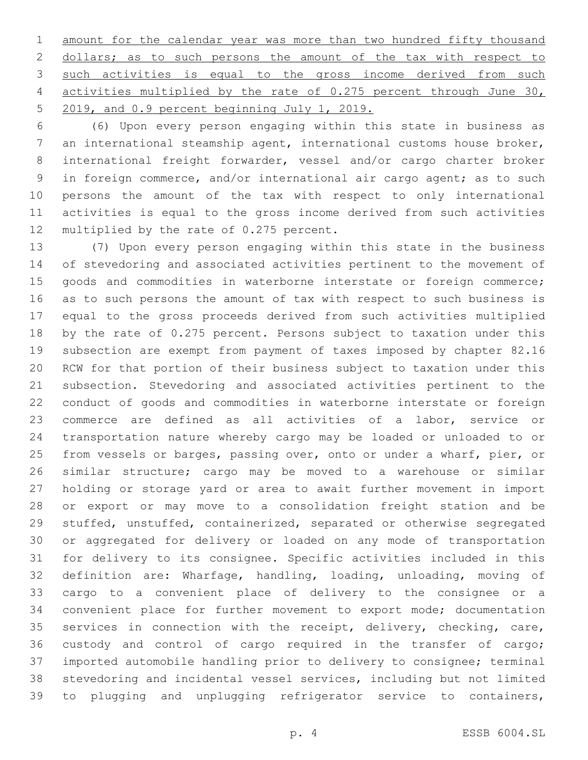amount for the calendar year was more than two hundred fifty thousand dollars; as to such persons the amount of the tax with respect to such activities is equal to the gross income derived from such activities multiplied by the rate of 0.275 percent through June 30, 2019, and 0.9 percent beginning July 1, 2019.

(6) Upon every person engaging within this state in business as an international steamship agent, international customs house broker, international freight forwarder, vessel and/or cargo charter broker in foreign commerce, and/or international air cargo agent; as to such persons the amount of the tax with respect to only international activities is equal to the gross income derived from such activities multiplied by the rate of 0.275 percent.

(7) Upon every person engaging within this state in the business of stevedoring and associated activities pertinent to the movement of goods and commodities in waterborne interstate or foreign commerce; as to such persons the amount of tax with respect to such business is equal to the gross proceeds derived from such activities multiplied by the rate of 0.275 percent. Persons subject to taxation under this subsection are exempt from payment of taxes imposed by chapter 82.16 RCW for that portion of their business subject to taxation under this subsection. Stevedoring and associated activities pertinent to the conduct of goods and commodities in waterborne interstate or foreign commerce are defined as all activities of a labor, service or transportation nature whereby cargo may be loaded or unloaded to or from vessels or barges, passing over, onto or under a wharf, pier, or similar structure; cargo may be moved to a warehouse or similar holding or storage yard or area to await further movement in import or export or may move to a consolidation freight station and be stuffed, unstuffed, containerized, separated or otherwise segregated or aggregated for delivery or loaded on any mode of transportation for delivery to its consignee. Specific activities included in this definition are: Wharfage, handling, loading, unloading, moving of cargo to a convenient place of delivery to the consignee or a convenient place for further movement to export mode; documentation services in connection with the receipt, delivery, checking, care, custody and control of cargo required in the transfer of cargo; imported automobile handling prior to delivery to consignee; terminal stevedoring and incidental vessel services, including but not limited to plugging and unplugging refrigerator service to containers,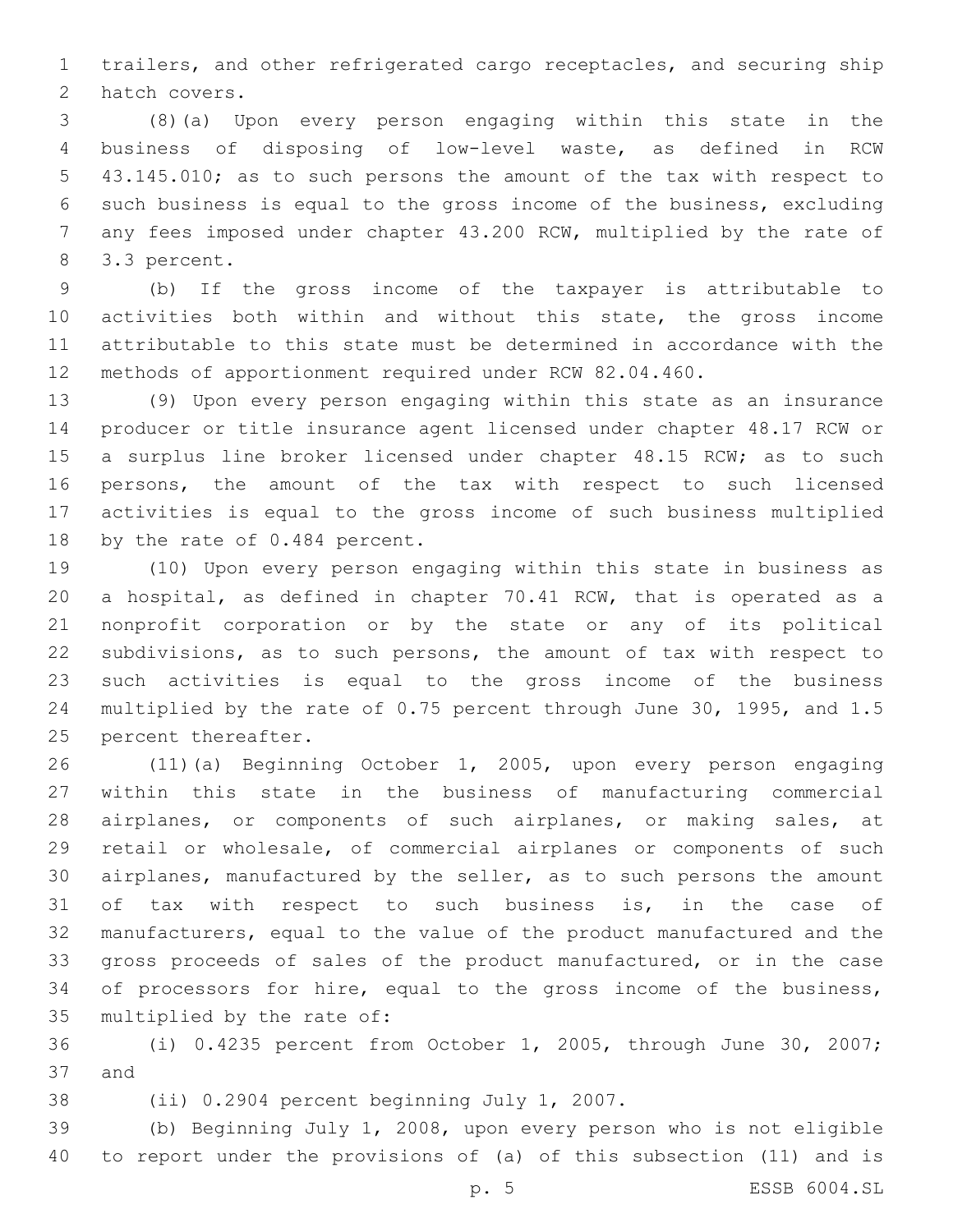trailers, and other refrigerated cargo receptacles, and securing ship hatch covers.

(8)(a) Upon every person engaging within this state in the business of disposing of low-level waste, as defined in RCW 43.145.010; as to such persons the amount of the tax with respect to such business is equal to the gross income of the business, excluding any fees imposed under chapter 43.200 RCW, multiplied by the rate of 3.3 percent.

(b) If the gross income of the taxpayer is attributable to activities both within and without this state, the gross income attributable to this state must be determined in accordance with the methods of apportionment required under RCW 82.04.460.

(9) Upon every person engaging within this state as an insurance producer or title insurance agent licensed under chapter 48.17 RCW or a surplus line broker licensed under chapter 48.15 RCW; as to such persons, the amount of the tax with respect to such licensed activities is equal to the gross income of such business multiplied by the rate of 0.484 percent.

(10) Upon every person engaging within this state in business as a hospital, as defined in chapter 70.41 RCW, that is operated as a nonprofit corporation or by the state or any of its political subdivisions, as to such persons, the amount of tax with respect to such activities is equal to the gross income of the business multiplied by the rate of 0.75 percent through June 30, 1995, and 1.5 percent thereafter.

(11)(a) Beginning October 1, 2005, upon every person engaging within this state in the business of manufacturing commercial airplanes, or components of such airplanes, or making sales, at retail or wholesale, of commercial airplanes or components of such airplanes, manufactured by the seller, as to such persons the amount of tax with respect to such business is, in the case of manufacturers, equal to the value of the product manufactured and the gross proceeds of sales of the product manufactured, or in the case of processors for hire, equal to the gross income of the business, multiplied by the rate of:

(i) 0.4235 percent from October 1, 2005, through June 30, 2007; and

(ii) 0.2904 percent beginning July 1, 2007.

(b) Beginning July 1, 2008, upon every person who is not eligible to report under the provisions of (a) of this subsection (11) and is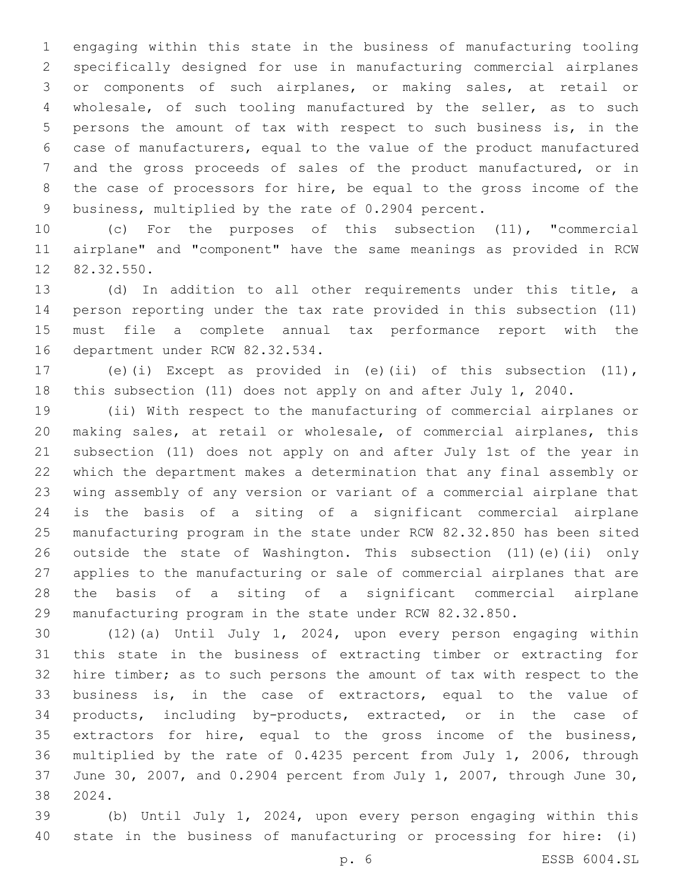engaging within this state in the business of manufacturing tooling specifically designed for use in manufacturing commercial airplanes or components of such airplanes, or making sales, at retail or wholesale, of such tooling manufactured by the seller, as to such persons the amount of tax with respect to such business is, in the case of manufacturers, equal to the value of the product manufactured and the gross proceeds of sales of the product manufactured, or in the case of processors for hire, be equal to the gross income of the business, multiplied by the rate of 0.2904 percent.

(c) For the purposes of this subsection (11), "commercial airplane" and "component" have the same meanings as provided in RCW 82.32.550.

(d) In addition to all other requirements under this title, a person reporting under the tax rate provided in this subsection (11) must file a complete annual tax performance report with the department under RCW 82.32.534.

(e)(i) Except as provided in (e)(ii) of this subsection (11), this subsection (11) does not apply on and after July 1, 2040.

(ii) With respect to the manufacturing of commercial airplanes or making sales, at retail or wholesale, of commercial airplanes, this subsection (11) does not apply on and after July 1st of the year in which the department makes a determination that any final assembly or wing assembly of any version or variant of a commercial airplane that is the basis of a siting of a significant commercial airplane manufacturing program in the state under RCW 82.32.850 has been sited outside the state of Washington. This subsection (11)(e)(ii) only applies to the manufacturing or sale of commercial airplanes that are the basis of a siting of a significant commercial airplane manufacturing program in the state under RCW 82.32.850.

(12)(a) Until July 1, 2024, upon every person engaging within this state in the business of extracting timber or extracting for hire timber; as to such persons the amount of tax with respect to the business is, in the case of extractors, equal to the value of products, including by-products, extracted, or in the case of extractors for hire, equal to the gross income of the business, multiplied by the rate of 0.4235 percent from July 1, 2006, through June 30, 2007, and 0.2904 percent from July 1, 2007, through June 30, 2024.

(b) Until July 1, 2024, upon every person engaging within this state in the business of manufacturing or processing for hire: (i)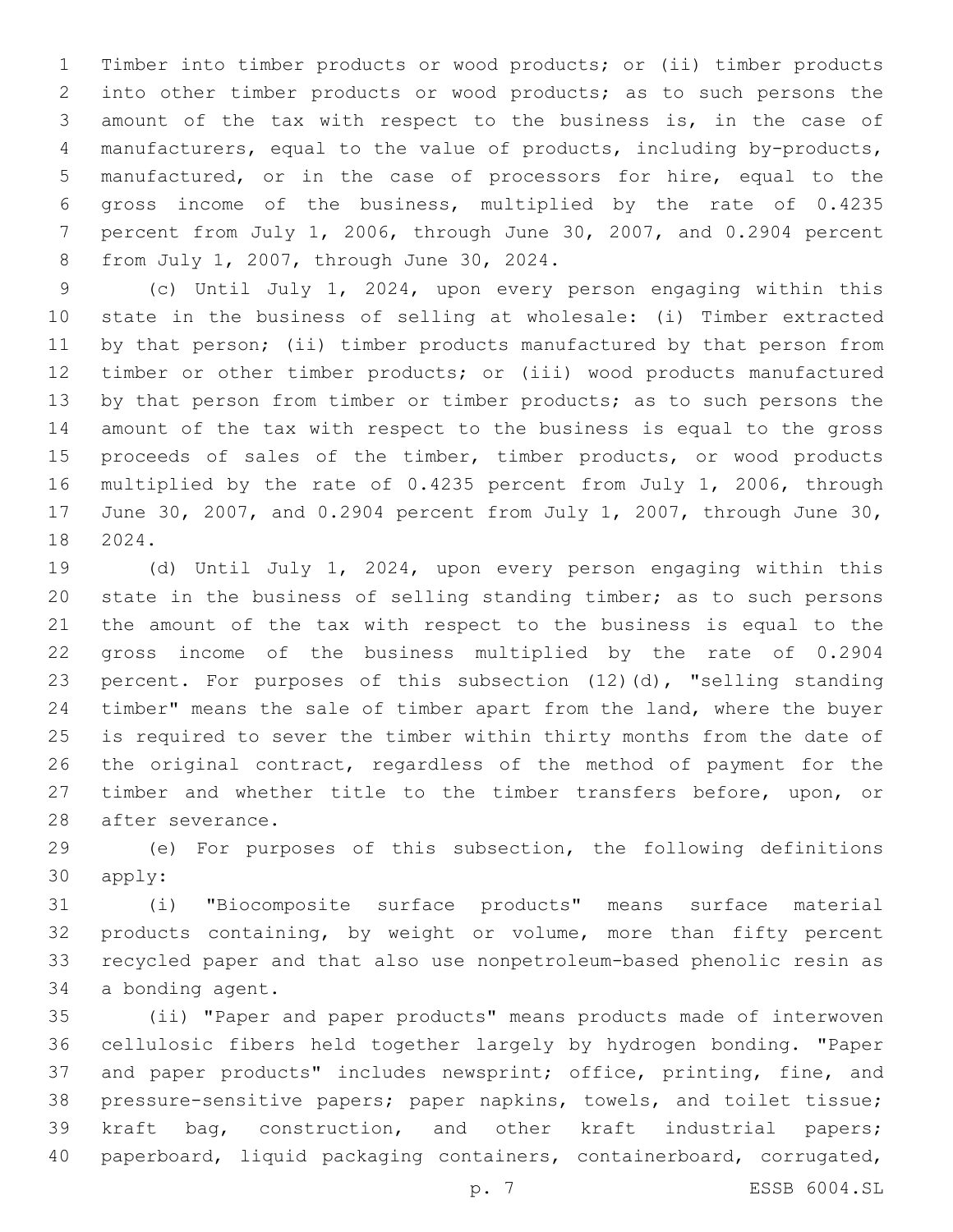Timber into timber products or wood products; or (ii) timber products into other timber products or wood products; as to such persons the amount of the tax with respect to the business is, in the case of manufacturers, equal to the value of products, including by-products, manufactured, or in the case of processors for hire, equal to the gross income of the business, multiplied by the rate of 0.4235 percent from July 1, 2006, through June 30, 2007, and 0.2904 percent from July 1, 2007, through June 30, 2024.

(c) Until July 1, 2024, upon every person engaging within this state in the business of selling at wholesale: (i) Timber extracted by that person; (ii) timber products manufactured by that person from timber or other timber products; or (iii) wood products manufactured by that person from timber or timber products; as to such persons the amount of the tax with respect to the business is equal to the gross proceeds of sales of the timber, timber products, or wood products multiplied by the rate of 0.4235 percent from July 1, 2006, through June 30, 2007, and 0.2904 percent from July 1, 2007, through June 30, 2024.

(d) Until July 1, 2024, upon every person engaging within this state in the business of selling standing timber; as to such persons the amount of the tax with respect to the business is equal to the gross income of the business multiplied by the rate of 0.2904 percent. For purposes of this subsection (12)(d), "selling standing timber" means the sale of timber apart from the land, where the buyer is required to sever the timber within thirty months from the date of the original contract, regardless of the method of payment for the timber and whether title to the timber transfers before, upon, or after severance.

(e) For purposes of this subsection, the following definitions apply:

(i) "Biocomposite surface products" means surface material products containing, by weight or volume, more than fifty percent recycled paper and that also use nonpetroleum-based phenolic resin as a bonding agent.

(ii) "Paper and paper products" means products made of interwoven cellulosic fibers held together largely by hydrogen bonding. "Paper and paper products" includes newsprint; office, printing, fine, and pressure-sensitive papers; paper napkins, towels, and toilet tissue; kraft bag, construction, and other kraft industrial papers; paperboard, liquid packaging containers, containerboard, corrugated,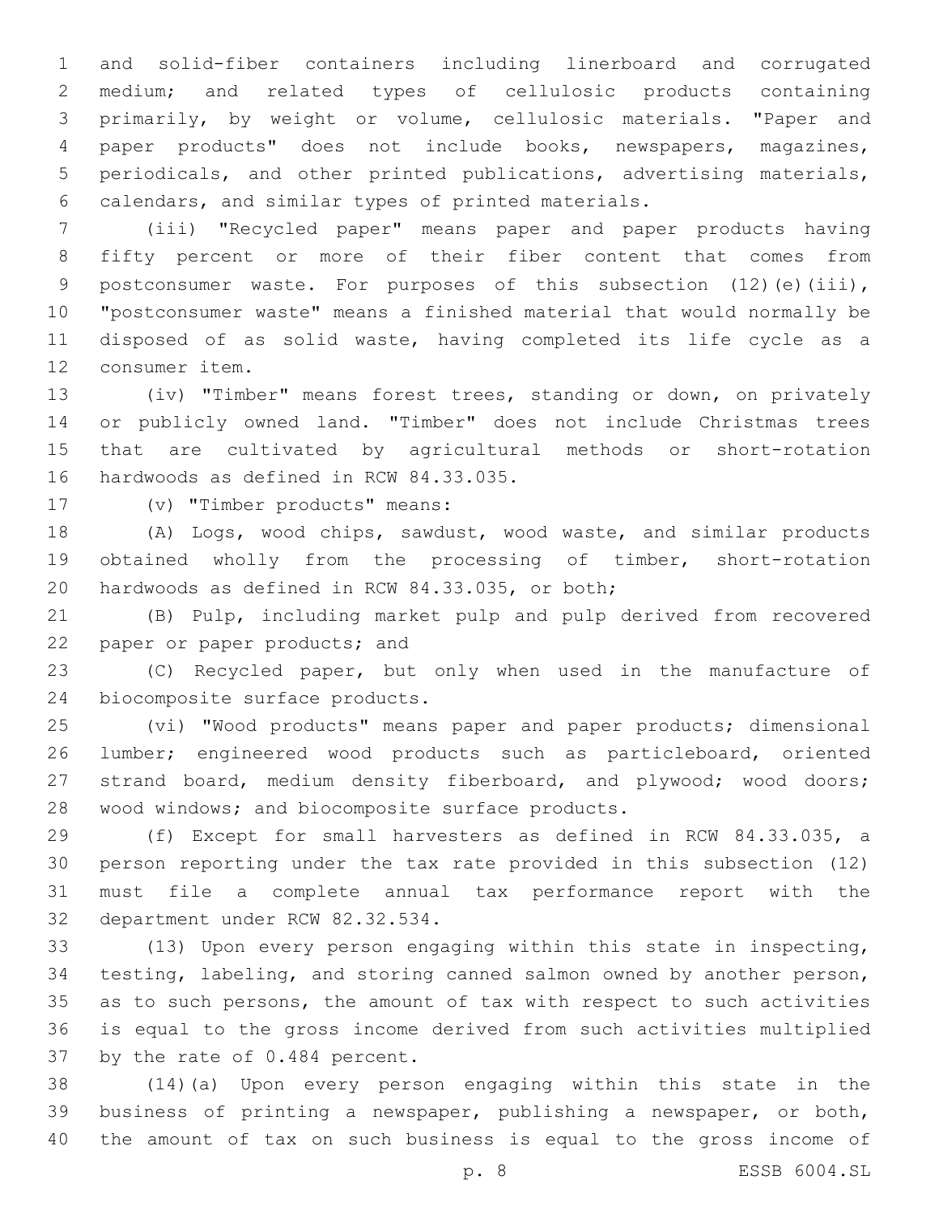and solid-fiber containers including linerboard and corrugated medium; and related types of cellulosic products containing primarily, by weight or volume, cellulosic materials. "Paper and paper products" does not include books, newspapers, magazines, periodicals, and other printed publications, advertising materials, calendars, and similar types of printed materials.

(iii) "Recycled paper" means paper and paper products having fifty percent or more of their fiber content that comes from postconsumer waste. For purposes of this subsection (12)(e)(iii), "postconsumer waste" means a finished material that would normally be disposed of as solid waste, having completed its life cycle as a consumer item.

(iv) "Timber" means forest trees, standing or down, on privately or publicly owned land. "Timber" does not include Christmas trees that are cultivated by agricultural methods or short-rotation hardwoods as defined in RCW 84.33.035.

(v) "Timber products" means:

(A) Logs, wood chips, sawdust, wood waste, and similar products obtained wholly from the processing of timber, short-rotation hardwoods as defined in RCW 84.33.035, or both;

(B) Pulp, including market pulp and pulp derived from recovered paper or paper products; and

(C) Recycled paper, but only when used in the manufacture of biocomposite surface products.

(vi) "Wood products" means paper and paper products; dimensional lumber; engineered wood products such as particleboard, oriented strand board, medium density fiberboard, and plywood; wood doors; wood windows; and biocomposite surface products.

(f) Except for small harvesters as defined in RCW 84.33.035, a person reporting under the tax rate provided in this subsection (12) must file a complete annual tax performance report with the department under RCW 82.32.534.

(13) Upon every person engaging within this state in inspecting, testing, labeling, and storing canned salmon owned by another person, as to such persons, the amount of tax with respect to such activities is equal to the gross income derived from such activities multiplied by the rate of 0.484 percent.

(14)(a) Upon every person engaging within this state in the business of printing a newspaper, publishing a newspaper, or both, the amount of tax on such business is equal to the gross income of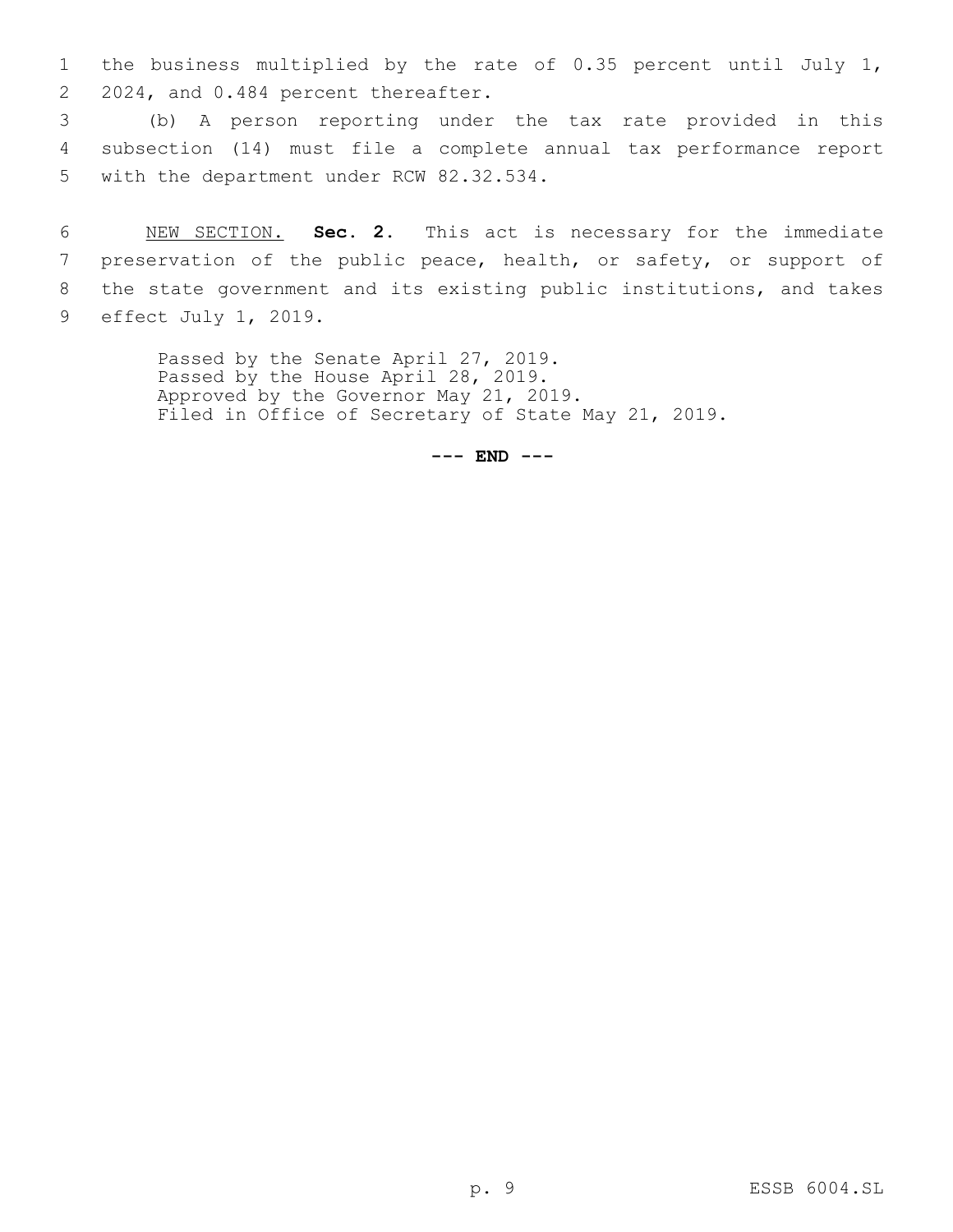the business multiplied by the rate of 0.35 percent until July 1, 2024, and 0.484 percent thereafter.

(b) A person reporting under the tax rate provided in this subsection (14) must file a complete annual tax performance report with the department under RCW 82.32.534.

NEW SECTION. **Sec. 2.** This act is necessary for the immediate preservation of the public peace, health, or safety, or support of the state government and its existing public institutions, and takes effect July 1, 2019.

Passed by the Senate April 27, 2019.
Passed by the House April 28, 2019.
Approved by the Governor May 21, 2019.
Filed in Office of Secretary of State May 21, 2019.

**--- END ---**